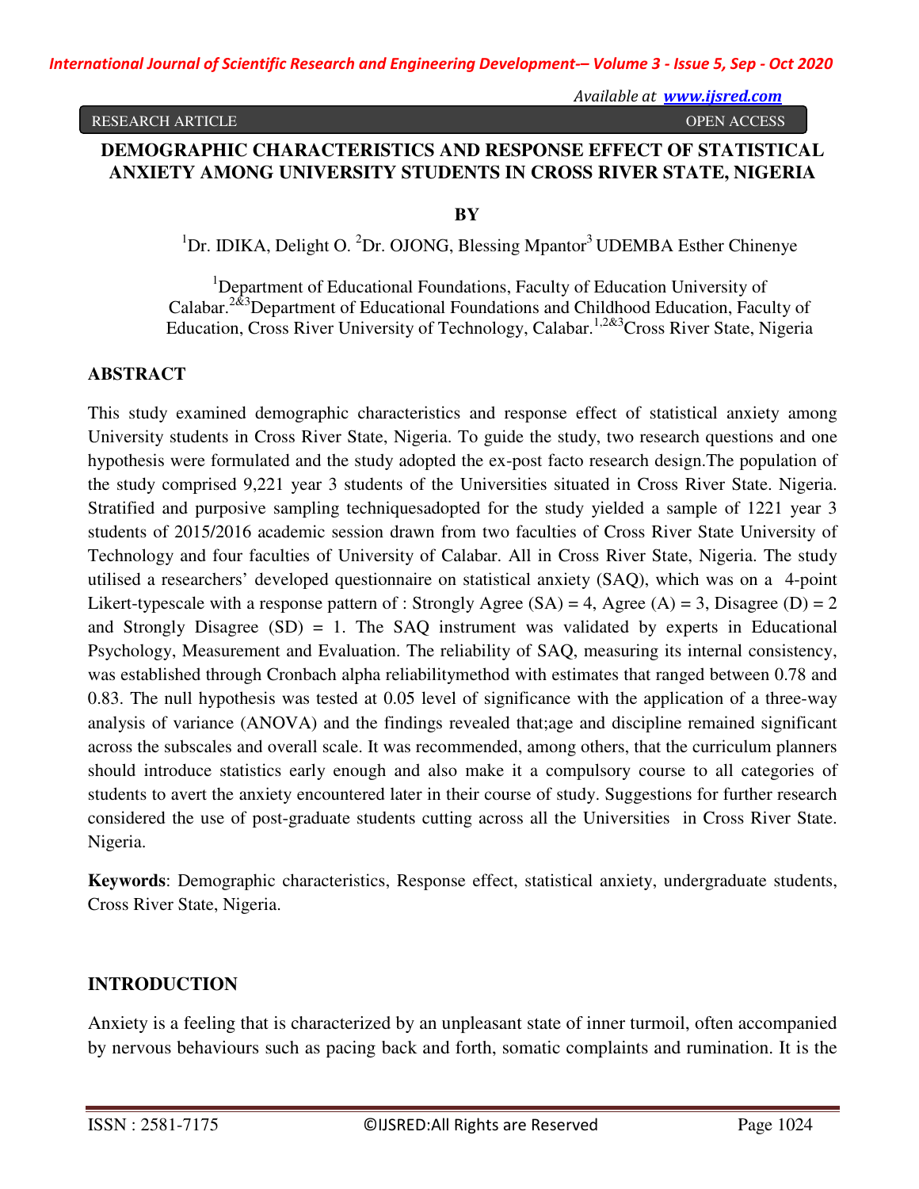RESEARCH ARTICLE OPEN ACCESS

# DEMOGRAPHIC CHARACTERISTICS AND RESPONSE EFFECT OF STATISTICAL ANXIETY AMONG UNIVERSITY STUDENTS IN CROSS RIVER STATE, NIGERIA

**BY**

[1]Dr. IDIKA, Delight O. [2]Dr. OJONG, Blessing Mpantor[3] UDEMBA Esther Chinenye

[1]Department of Educational Foundations, Faculty of Education University of Calabar.[2&3]Department of Educational Foundations and Childhood Education, Faculty of Education, Cross River University of Technology, Calabar.[1,2&3]Cross River State, Nigeria

## ABSTRACT

This study examined demographic characteristics and response effect of statistical anxiety among University students in Cross River State, Nigeria. To guide the study, two research questions and one hypothesis were formulated and the study adopted the ex-post facto research design.The population of the study comprised 9,221 year 3 students of the Universities situated in Cross River State. Nigeria. Stratified and purposive sampling techniquesadopted for the study yielded a sample of 1221 year 3 students of 2015/2016 academic session drawn from two faculties of Cross River State University of Technology and four faculties of University of Calabar. All in Cross River State, Nigeria. The study utilised a researchers' developed questionnaire on statistical anxiety (SAQ), which was on a 4-point Likert-typescale with a response pattern of : Strongly Agree (SA) = 4, Agree (A) = 3, Disagree (D) = 2 and Strongly Disagree (SD) = 1. The SAQ instrument was validated by experts in Educational Psychology, Measurement and Evaluation. The reliability of SAQ, measuring its internal consistency, was established through Cronbach alpha reliabilitymethod with estimates that ranged between 0.78 and 0.83. The null hypothesis was tested at 0.05 level of significance with the application of a three-way analysis of variance (ANOVA) and the findings revealed that;age and discipline remained significant across the subscales and overall scale. It was recommended, among others, that the curriculum planners should introduce statistics early enough and also make it a compulsory course to all categories of students to avert the anxiety encountered later in their course of study. Suggestions for further research considered the use of post-graduate students cutting across all the Universities in Cross River State. Nigeria.

**Keywords**: Demographic characteristics, Response effect, statistical anxiety, undergraduate students, Cross River State, Nigeria.

## INTRODUCTION

Anxiety is a feeling that is characterized by an unpleasant state of inner turmoil, often accompanied by nervous behaviours such as pacing back and forth, somatic complaints and rumination. It is the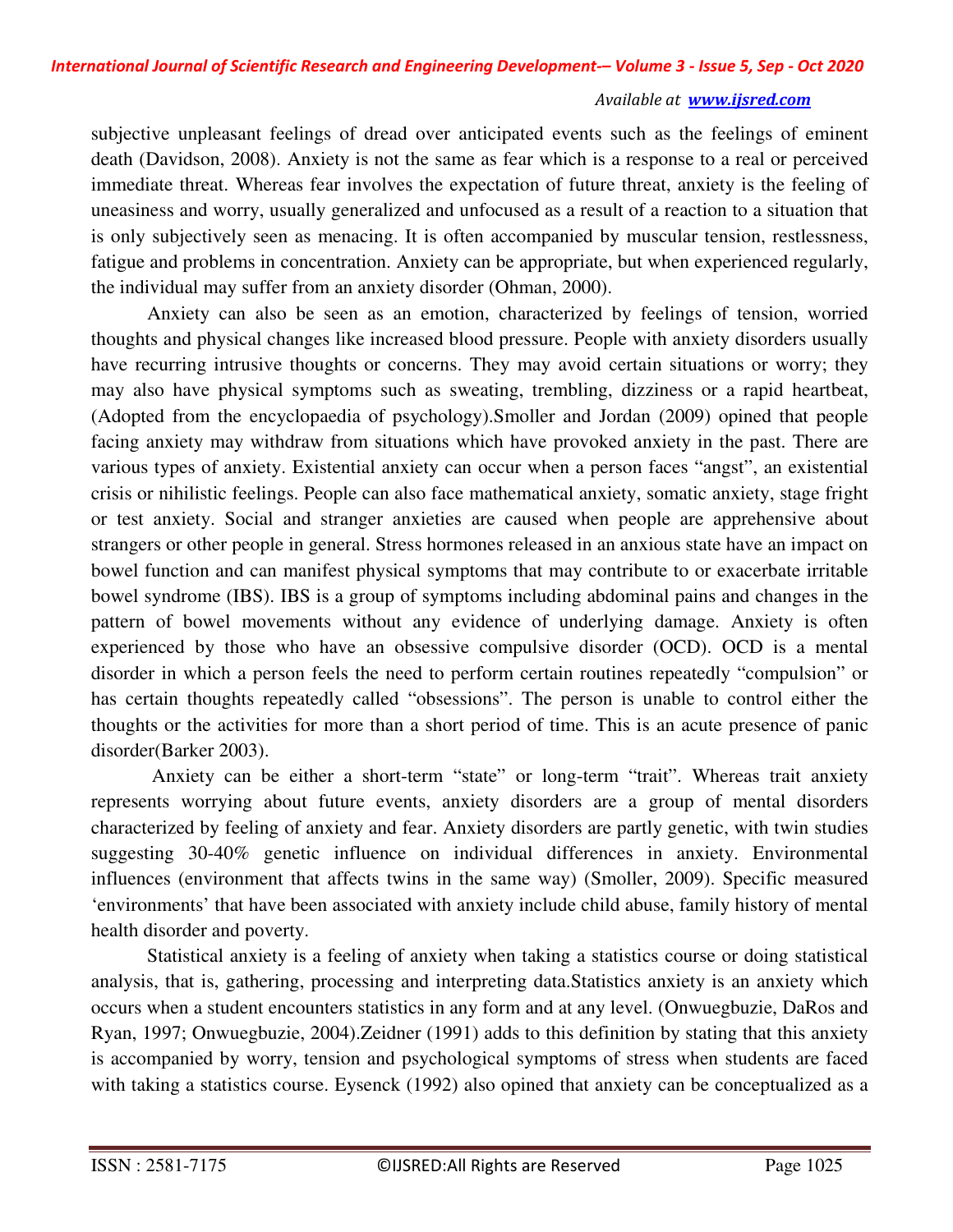subjective unpleasant feelings of dread over anticipated events such as the feelings of eminent death (Davidson, 2008). Anxiety is not the same as fear which is a response to a real or perceived immediate threat. Whereas fear involves the expectation of future threat, anxiety is the feeling of uneasiness and worry, usually generalized and unfocused as a result of a reaction to a situation that is only subjectively seen as menacing. It is often accompanied by muscular tension, restlessness, fatigue and problems in concentration. Anxiety can be appropriate, but when experienced regularly, the individual may suffer from an anxiety disorder (Ohman, 2000).

Anxiety can also be seen as an emotion, characterized by feelings of tension, worried thoughts and physical changes like increased blood pressure. People with anxiety disorders usually have recurring intrusive thoughts or concerns. They may avoid certain situations or worry; they may also have physical symptoms such as sweating, trembling, dizziness or a rapid heartbeat, (Adopted from the encyclopaedia of psychology).Smoller and Jordan (2009) opined that people facing anxiety may withdraw from situations which have provoked anxiety in the past. There are various types of anxiety. Existential anxiety can occur when a person faces "angst", an existential crisis or nihilistic feelings. People can also face mathematical anxiety, somatic anxiety, stage fright or test anxiety. Social and stranger anxieties are caused when people are apprehensive about strangers or other people in general. Stress hormones released in an anxious state have an impact on bowel function and can manifest physical symptoms that may contribute to or exacerbate irritable bowel syndrome (IBS). IBS is a group of symptoms including abdominal pains and changes in the pattern of bowel movements without any evidence of underlying damage. Anxiety is often experienced by those who have an obsessive compulsive disorder (OCD). OCD is a mental disorder in which a person feels the need to perform certain routines repeatedly "compulsion" or has certain thoughts repeatedly called "obsessions". The person is unable to control either the thoughts or the activities for more than a short period of time. This is an acute presence of panic disorder(Barker 2003).

Anxiety can be either a short-term "state" or long-term "trait". Whereas trait anxiety represents worrying about future events, anxiety disorders are a group of mental disorders characterized by feeling of anxiety and fear. Anxiety disorders are partly genetic, with twin studies suggesting 30-40% genetic influence on individual differences in anxiety. Environmental influences (environment that affects twins in the same way) (Smoller, 2009). Specific measured 'environments' that have been associated with anxiety include child abuse, family history of mental health disorder and poverty.

Statistical anxiety is a feeling of anxiety when taking a statistics course or doing statistical analysis, that is, gathering, processing and interpreting data.Statistics anxiety is an anxiety which occurs when a student encounters statistics in any form and at any level. (Onwuegbuzie, DaRos and Ryan, 1997; Onwuegbuzie, 2004).Zeidner (1991) adds to this definition by stating that this anxiety is accompanied by worry, tension and psychological symptoms of stress when students are faced with taking a statistics course. Eysenck (1992) also opined that anxiety can be conceptualized as a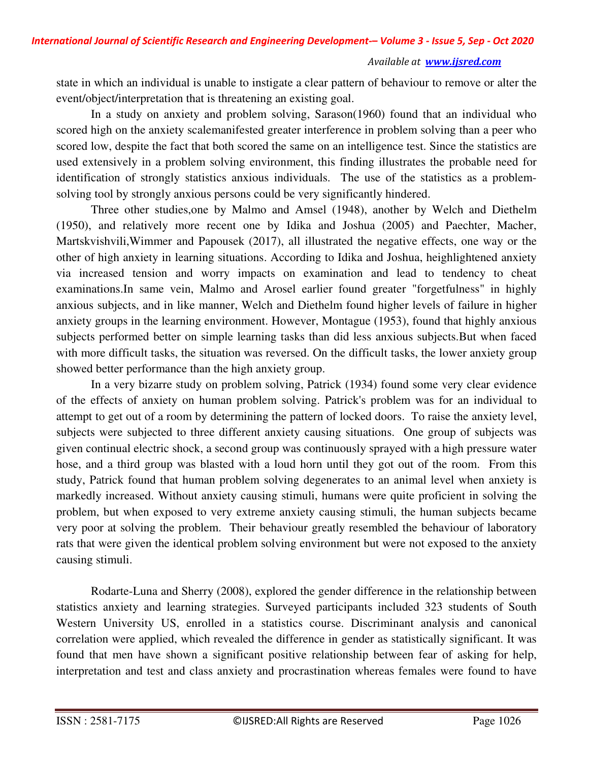state in which an individual is unable to instigate a clear pattern of behaviour to remove or alter the event/object/interpretation that is threatening an existing goal.

In a study on anxiety and problem solving, Sarason(1960) found that an individual who scored high on the anxiety scalemanifested greater interference in problem solving than a peer who scored low, despite the fact that both scored the same on an intelligence test. Since the statistics are used extensively in a problem solving environment, this finding illustrates the probable need for identification of strongly statistics anxious individuals. The use of the statistics as a problem-solving tool by strongly anxious persons could be very significantly hindered.

Three other studies,one by Malmo and Amsel (1948), another by Welch and Diethelm (1950), and relatively more recent one by Idika and Joshua (2005) and Paechter, Macher, Martskvishvili,Wimmer and Papousek (2017), all illustrated the negative effects, one way or the other of high anxiety in learning situations. According to Idika and Joshua, heighlightened anxiety via increased tension and worry impacts on examination and lead to tendency to cheat examinations.In same vein, Malmo and Arosel earlier found greater "forgetfulness" in highly anxious subjects, and in like manner, Welch and Diethelm found higher levels of failure in higher anxiety groups in the learning environment. However, Montague (1953), found that highly anxious subjects performed better on simple learning tasks than did less anxious subjects.But when faced with more difficult tasks, the situation was reversed. On the difficult tasks, the lower anxiety group showed better performance than the high anxiety group.

In a very bizarre study on problem solving, Patrick (1934) found some very clear evidence of the effects of anxiety on human problem solving. Patrick's problem was for an individual to attempt to get out of a room by determining the pattern of locked doors. To raise the anxiety level, subjects were subjected to three different anxiety causing situations. One group of subjects was given continual electric shock, a second group was continuously sprayed with a high pressure water hose, and a third group was blasted with a loud horn until they got out of the room. From this study, Patrick found that human problem solving degenerates to an animal level when anxiety is markedly increased. Without anxiety causing stimuli, humans were quite proficient in solving the problem, but when exposed to very extreme anxiety causing stimuli, the human subjects became very poor at solving the problem. Their behaviour greatly resembled the behaviour of laboratory rats that were given the identical problem solving environment but were not exposed to the anxiety causing stimuli.

Rodarte-Luna and Sherry (2008), explored the gender difference in the relationship between statistics anxiety and learning strategies. Surveyed participants included 323 students of South Western University US, enrolled in a statistics course. Discriminant analysis and canonical correlation were applied, which revealed the difference in gender as statistically significant. It was found that men have shown a significant positive relationship between fear of asking for help, interpretation and test and class anxiety and procrastination whereas females were found to have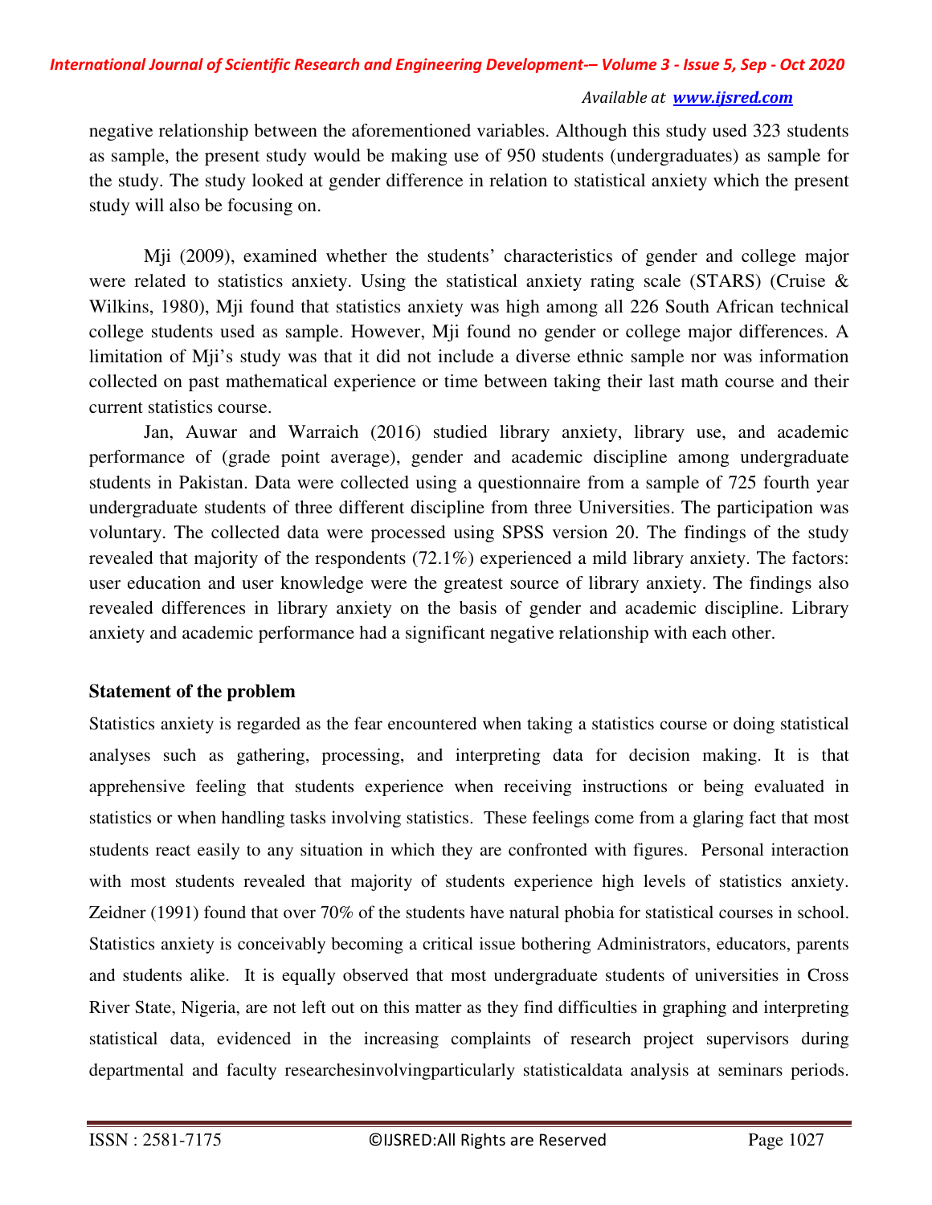negative relationship between the aforementioned variables. Although this study used 323 students as sample, the present study would be making use of 950 students (undergraduates) as sample for the study. The study looked at gender difference in relation to statistical anxiety which the present study will also be focusing on.

Mji (2009), examined whether the students' characteristics of gender and college major were related to statistics anxiety. Using the statistical anxiety rating scale (STARS) (Cruise & Wilkins, 1980), Mji found that statistics anxiety was high among all 226 South African technical college students used as sample. However, Mji found no gender or college major differences. A limitation of Mji's study was that it did not include a diverse ethnic sample nor was information collected on past mathematical experience or time between taking their last math course and their current statistics course.

Jan, Auwar and Warraich (2016) studied library anxiety, library use, and academic performance of (grade point average), gender and academic discipline among undergraduate students in Pakistan. Data were collected using a questionnaire from a sample of 725 fourth year undergraduate students of three different discipline from three Universities. The participation was voluntary. The collected data were processed using SPSS version 20. The findings of the study revealed that majority of the respondents (72.1%) experienced a mild library anxiety. The factors: user education and user knowledge were the greatest source of library anxiety. The findings also revealed differences in library anxiety on the basis of gender and academic discipline. Library anxiety and academic performance had a significant negative relationship with each other.

### Statement of the problem

Statistics anxiety is regarded as the fear encountered when taking a statistics course or doing statistical analyses such as gathering, processing, and interpreting data for decision making. It is that apprehensive feeling that students experience when receiving instructions or being evaluated in statistics or when handling tasks involving statistics. These feelings come from a glaring fact that most students react easily to any situation in which they are confronted with figures. Personal interaction with most students revealed that majority of students experience high levels of statistics anxiety. Zeidner (1991) found that over 70% of the students have natural phobia for statistical courses in school. Statistics anxiety is conceivably becoming a critical issue bothering Administrators, educators, parents and students alike. It is equally observed that most undergraduate students of universities in Cross River State, Nigeria, are not left out on this matter as they find difficulties in graphing and interpreting statistical data, evidenced in the increasing complaints of research project supervisors during departmental and faculty researchesinvolvingparticularly statisticaldata analysis at seminars periods.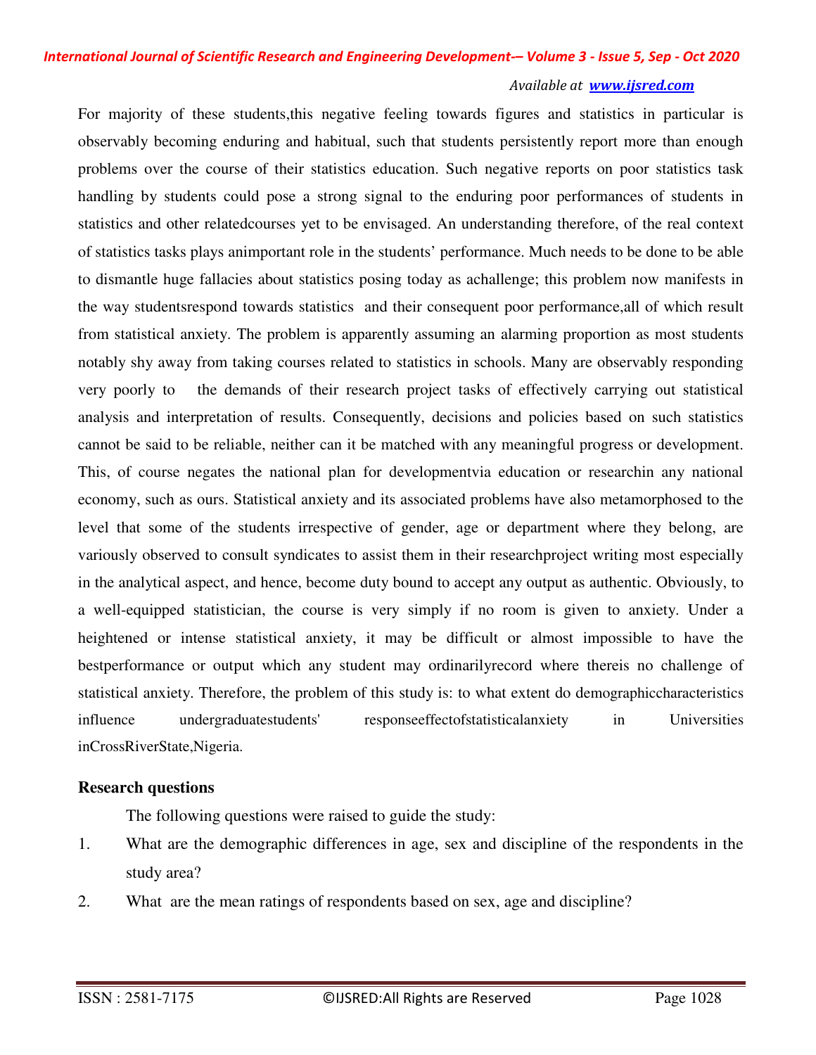For majority of these students,this negative feeling towards figures and statistics in particular is observably becoming enduring and habitual, such that students persistently report more than enough problems over the course of their statistics education. Such negative reports on poor statistics task handling by students could pose a strong signal to the enduring poor performances of students in statistics and other relatedcourses yet to be envisaged. An understanding therefore, of the real context of statistics tasks plays animportant role in the students' performance. Much needs to be done to be able to dismantle huge fallacies about statistics posing today as achallenge; this problem now manifests in the way studentsrespond towards statistics and their consequent poor performance,all of which result from statistical anxiety. The problem is apparently assuming an alarming proportion as most students notably shy away from taking courses related to statistics in schools. Many are observably responding very poorly to the demands of their research project tasks of effectively carrying out statistical analysis and interpretation of results. Consequently, decisions and policies based on such statistics cannot be said to be reliable, neither can it be matched with any meaningful progress or development. This, of course negates the national plan for developmentvia education or researchin any national economy, such as ours. Statistical anxiety and its associated problems have also metamorphosed to the level that some of the students irrespective of gender, age or department where they belong, are variously observed to consult syndicates to assist them in their researchproject writing most especially in the analytical aspect, and hence, become duty bound to accept any output as authentic. Obviously, to a well-equipped statistician, the course is very simply if no room is given to anxiety. Under a heightened or intense statistical anxiety, it may be difficult or almost impossible to have the bestperformance or output which any student may ordinarilyrecord where thereis no challenge of statistical anxiety. Therefore, the problem of this study is: to what extent do demographiccharacteristics influence undergraduatestudents' responseeffectofstatisticalanxiety in Universities inCrossRiverState,Nigeria.

**Research questions**

The following questions were raised to guide the study:

1. What are the demographic differences in age, sex and discipline of the respondents in the study area?
2. What are the mean ratings of respondents based on sex, age and discipline?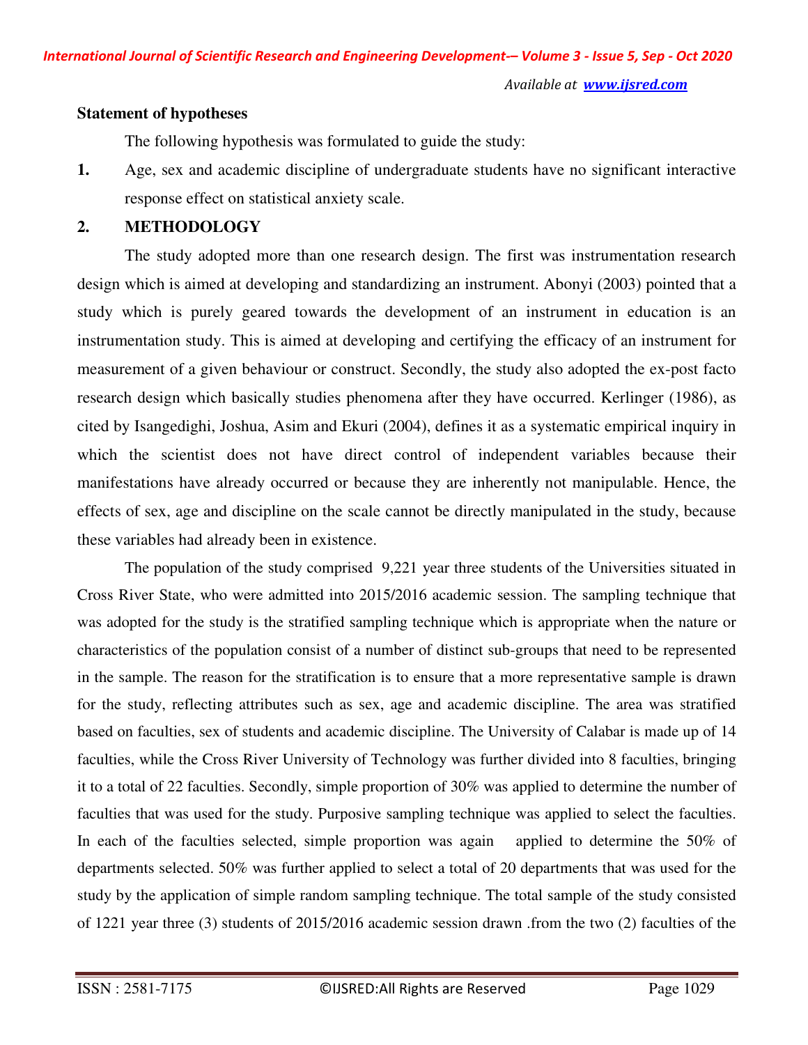**Statement of hypotheses**

The following hypothesis was formulated to guide the study:

1. Age, sex and academic discipline of undergraduate students have no significant interactive response effect on statistical anxiety scale.

## 2. METHODOLOGY

The study adopted more than one research design. The first was instrumentation research design which is aimed at developing and standardizing an instrument. Abonyi (2003) pointed that a study which is purely geared towards the development of an instrument in education is an instrumentation study. This is aimed at developing and certifying the efficacy of an instrument for measurement of a given behaviour or construct. Secondly, the study also adopted the ex-post facto research design which basically studies phenomena after they have occurred. Kerlinger (1986), as cited by Isangedighi, Joshua, Asim and Ekuri (2004), defines it as a systematic empirical inquiry in which the scientist does not have direct control of independent variables because their manifestations have already occurred or because they are inherently not manipulable. Hence, the effects of sex, age and discipline on the scale cannot be directly manipulated in the study, because these variables had already been in existence.

The population of the study comprised 9,221 year three students of the Universities situated in Cross River State, who were admitted into 2015/2016 academic session. The sampling technique that was adopted for the study is the stratified sampling technique which is appropriate when the nature or characteristics of the population consist of a number of distinct sub-groups that need to be represented in the sample. The reason for the stratification is to ensure that a more representative sample is drawn for the study, reflecting attributes such as sex, age and academic discipline. The area was stratified based on faculties, sex of students and academic discipline. The University of Calabar is made up of 14 faculties, while the Cross River University of Technology was further divided into 8 faculties, bringing it to a total of 22 faculties. Secondly, simple proportion of 30% was applied to determine the number of faculties that was used for the study. Purposive sampling technique was applied to select the faculties. In each of the faculties selected, simple proportion was again applied to determine the 50% of departments selected. 50% was further applied to select a total of 20 departments that was used for the study by the application of simple random sampling technique. The total sample of the study consisted of 1221 year three (3) students of 2015/2016 academic session drawn .from the two (2) faculties of the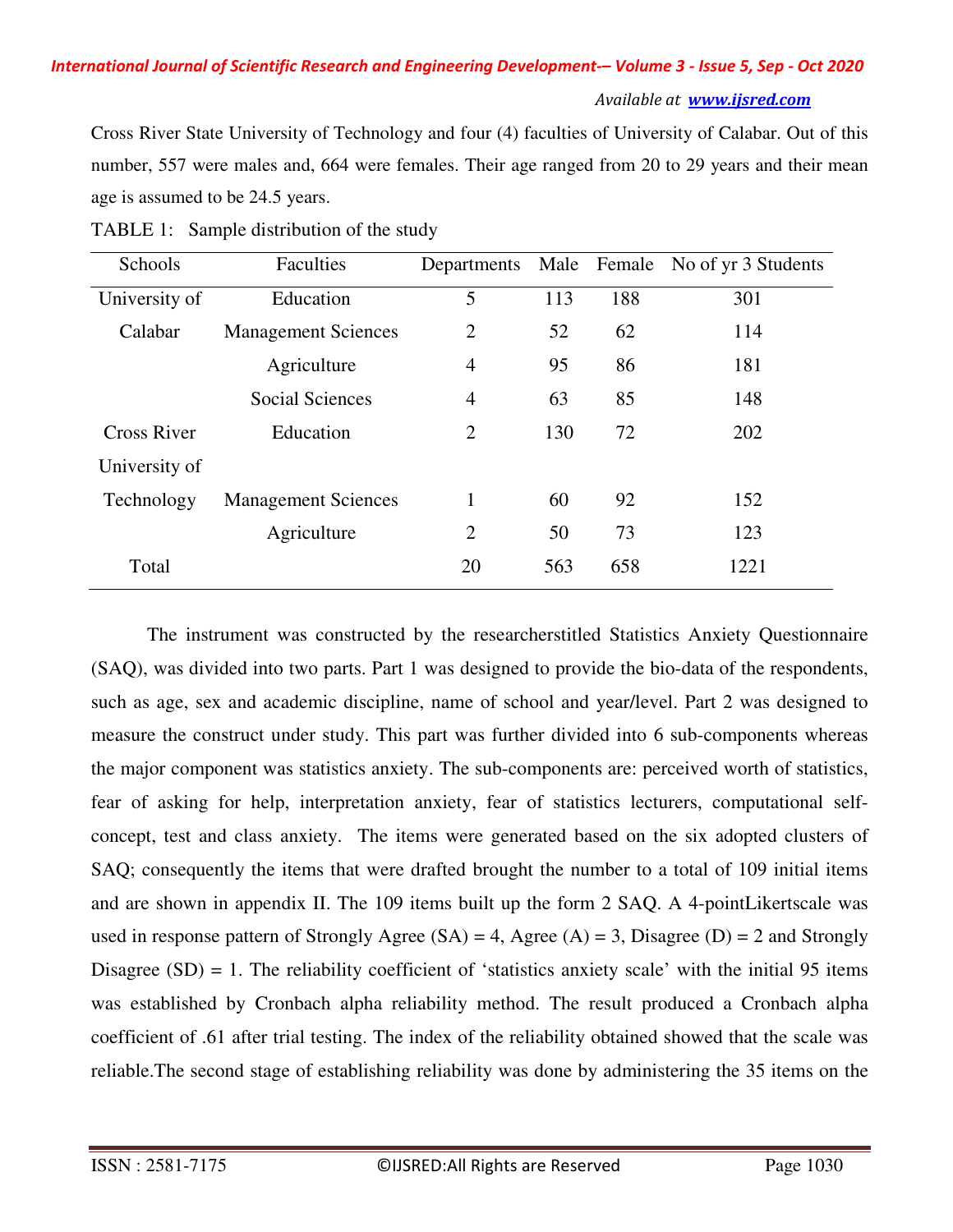Cross River State University of Technology and four (4) faculties of University of Calabar. Out of this number, 557 were males and, 664 were females. Their age ranged from 20 to 29 years and their mean age is assumed to be 24.5 years.

TABLE 1: Sample distribution of the study

| Schools | Faculties | Departments | Male | Female | No of yr 3 Students |
|---|---|---|---|---|---|
| University of Calabar | Education | 5 | 113 | 188 | 301 |
| | Management Sciences | 2 | 52 | 62 | 114 |
| | Agriculture | 4 | 95 | 86 | 181 |
| | Social Sciences | 4 | 63 | 85 | 148 |
| Cross River University of Technology | Education | 2 | 130 | 72 | 202 |
| | Management Sciences | 1 | 60 | 92 | 152 |
| | Agriculture | 2 | 50 | 73 | 123 |
| Total | | 20 | 563 | 658 | 1221 |

The instrument was constructed by the researcherstitled Statistics Anxiety Questionnaire (SAQ), was divided into two parts. Part 1 was designed to provide the bio-data of the respondents, such as age, sex and academic discipline, name of school and year/level. Part 2 was designed to measure the construct under study. This part was further divided into 6 sub-components whereas the major component was statistics anxiety. The sub-components are: perceived worth of statistics, fear of asking for help, interpretation anxiety, fear of statistics lecturers, computational self-concept, test and class anxiety. The items were generated based on the six adopted clusters of SAQ; consequently the items that were drafted brought the number to a total of 109 initial items and are shown in appendix II. The 109 items built up the form 2 SAQ. A 4-pointLikertscale was used in response pattern of Strongly Agree (SA) = 4, Agree (A) = 3, Disagree (D) = 2 and Strongly Disagree (SD) = 1. The reliability coefficient of 'statistics anxiety scale' with the initial 95 items was established by Cronbach alpha reliability method. The result produced a Cronbach alpha coefficient of .61 after trial testing. The index of the reliability obtained showed that the scale was reliable.The second stage of establishing reliability was done by administering the 35 items on the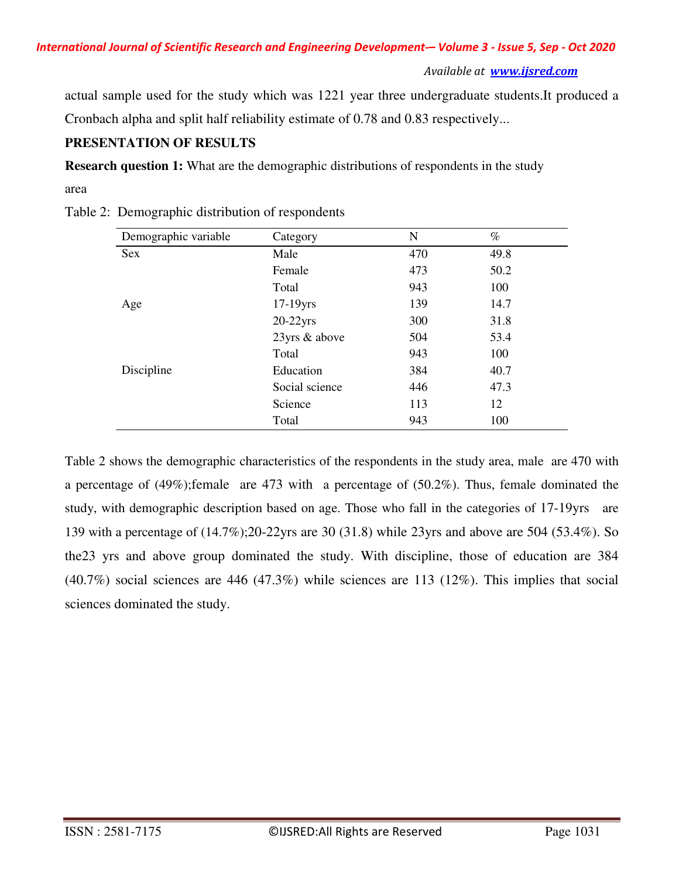actual sample used for the study which was 1221 year three undergraduate students.It produced a Cronbach alpha and split half reliability estimate of 0.78 and 0.83 respectively...

**PRESENTATION OF RESULTS**

**Research question 1:** What are the demographic distributions of respondents in the study area

Table 2: Demographic distribution of respondents

| Demographic variable | Category | N | % |
|---|---|---|---|
| Sex | Male | 470 | 49.8 |
| | Female | 473 | 50.2 |
| | Total | 943 | 100 |
| Age | 17-19yrs | 139 | 14.7 |
| | 20-22yrs | 300 | 31.8 |
| | 23yrs & above | 504 | 53.4 |
| | Total | 943 | 100 |
| Discipline | Education | 384 | 40.7 |
| | Social science | 446 | 47.3 |
| | Science | 113 | 12 |
| | Total | 943 | 100 |

Table 2 shows the demographic characteristics of the respondents in the study area, male are 470 with a percentage of (49%);female are 473 with a percentage of (50.2%). Thus, female dominated the study, with demographic description based on age. Those who fall in the categories of 17-19yrs are 139 with a percentage of (14.7%);20-22yrs are 30 (31.8) while 23yrs and above are 504 (53.4%). So the23 yrs and above group dominated the study. With discipline, those of education are 384 (40.7%) social sciences are 446 (47.3%) while sciences are 113 (12%). This implies that social sciences dominated the study.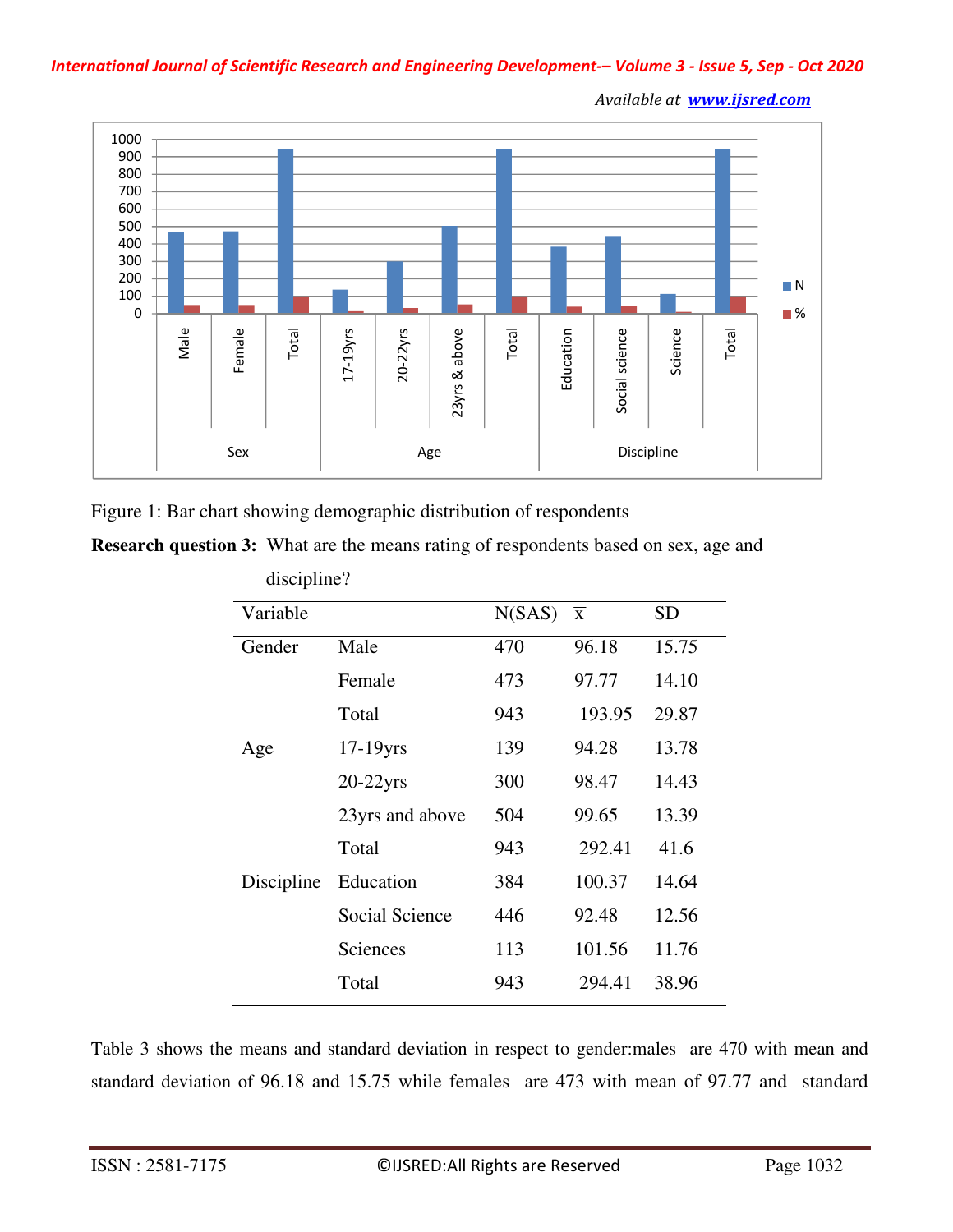Figure 1: Bar chart showing demographic distribution of respondents

**Research question 3:** What are the means rating of respondents based on sex, age and discipline?

| Variable | | N(SAS) | $\overline{x}$ | SD |
|---|---|---|---|---|
| Gender | Male | 470 | 96.18 | 15.75 |
| | Female | 473 | 97.77 | 14.10 |
| | Total | 943 | 193.95 | 29.87 |
| Age | 17-19yrs | 139 | 94.28 | 13.78 |
| | 20-22yrs | 300 | 98.47 | 14.43 |
| | 23yrs and above | 504 | 99.65 | 13.39 |
| | Total | 943 | 292.41 | 41.6 |
| Discipline | Education | 384 | 100.37 | 14.64 |
| | Social Science | 446 | 92.48 | 12.56 |
| | Sciences | 113 | 101.56 | 11.76 |
| | Total | 943 | 294.41 | 38.96 |

Table 3 shows the means and standard deviation in respect to gender:males are 470 with mean and standard deviation of 96.18 and 15.75 while females are 473 with mean of 97.77 and standard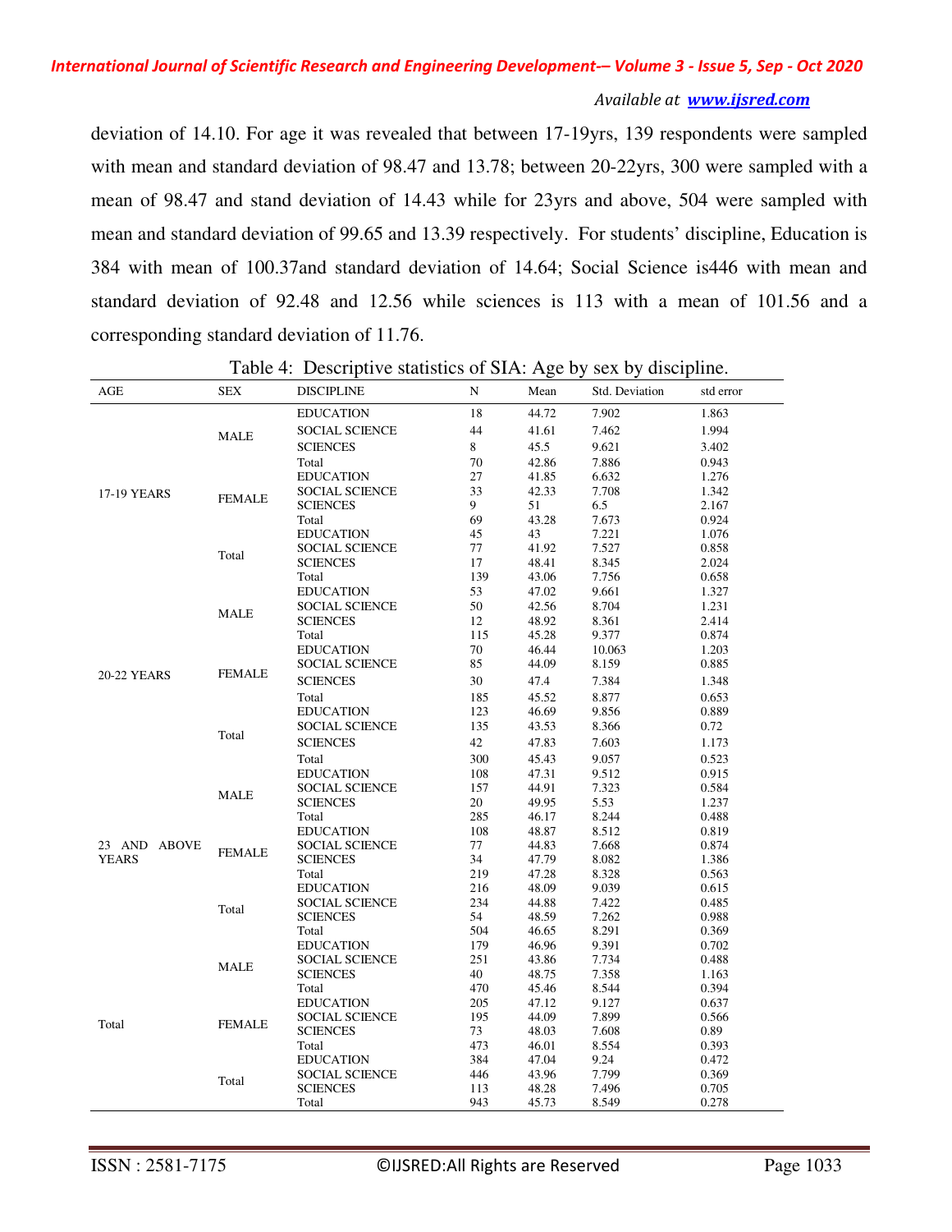deviation of 14.10. For age it was revealed that between 17-19yrs, 139 respondents were sampled with mean and standard deviation of 98.47 and 13.78; between 20-22yrs, 300 were sampled with a mean of 98.47 and stand deviation of 14.43 while for 23yrs and above, 504 were sampled with mean and standard deviation of 99.65 and 13.39 respectively. For students' discipline, Education is 384 with mean of 100.37and standard deviation of 14.64; Social Science is446 with mean and standard deviation of 92.48 and 12.56 while sciences is 113 with a mean of 101.56 and a corresponding standard deviation of 11.76.

Table 4: Descriptive statistics of SIA: Age by sex by discipline.

| AGE | SEX | DISCIPLINE | N | Mean | Std. Deviation | std error |
|---|---|---|---|---|---|---|
| 17-19 YEARS | MALE | EDUCATION | 18 | 44.72 | 7.902 | 1.863 |
| | | SOCIAL SCIENCE | 44 | 41.61 | 7.462 | 1.994 |
| | | SCIENCES | 8 | 45.5 | 9.621 | 3.402 |
| | | Total | 70 | 42.86 | 7.886 | 0.943 |
| | FEMALE | EDUCATION | 27 | 41.85 | 6.632 | 1.276 |
| | | SOCIAL SCIENCE | 33 | 42.33 | 7.708 | 1.342 |
| | | SCIENCES | 9 | 51 | 6.5 | 2.167 |
| | | Total | 69 | 43.28 | 7.673 | 0.924 |
| | Total | EDUCATION | 45 | 43 | 7.221 | 1.076 |
| | | SOCIAL SCIENCE | 77 | 41.92 | 7.527 | 0.858 |
| | | SCIENCES | 17 | 48.41 | 8.345 | 2.024 |
| | | Total | 139 | 43.06 | 7.756 | 0.658 |
| 20-22 YEARS | MALE | EDUCATION | 53 | 47.02 | 9.661 | 1.327 |
| | | SOCIAL SCIENCE | 50 | 42.56 | 8.704 | 1.231 |
| | | SCIENCES | 12 | 48.92 | 8.361 | 2.414 |
| | | Total | 115 | 45.28 | 9.377 | 0.874 |
| | FEMALE | EDUCATION | 70 | 46.44 | 10.063 | 1.203 |
| | | SOCIAL SCIENCE | 85 | 44.09 | 8.159 | 0.885 |
| | | SCIENCES | 30 | 47.4 | 7.384 | 1.348 |
| | | Total | 185 | 45.52 | 8.877 | 0.653 |
| | Total | EDUCATION | 123 | 46.69 | 9.856 | 0.889 |
| | | SOCIAL SCIENCE | 135 | 43.53 | 8.366 | 0.72 |
| | | SCIENCES | 42 | 47.83 | 7.603 | 1.173 |
| | | Total | 300 | 45.43 | 9.057 | 0.523 |
| 23 AND ABOVE YEARS | MALE | EDUCATION | 108 | 47.31 | 9.512 | 0.915 |
| | | SOCIAL SCIENCE | 157 | 44.91 | 7.323 | 0.584 |
| | | SCIENCES | 20 | 49.95 | 5.53 | 1.237 |
| | | Total | 285 | 46.17 | 8.244 | 0.488 |
| | FEMALE | EDUCATION | 108 | 48.87 | 8.512 | 0.819 |
| | | SOCIAL SCIENCE | 77 | 44.83 | 7.668 | 0.874 |
| | | SCIENCES | 34 | 47.79 | 8.082 | 1.386 |
| | | Total | 219 | 47.28 | 8.328 | 0.563 |
| | Total | EDUCATION | 216 | 48.09 | 9.039 | 0.615 |
| | | SOCIAL SCIENCE | 234 | 44.88 | 7.422 | 0.485 |
| | | SCIENCES | 54 | 48.59 | 7.262 | 0.988 |
| | | Total | 504 | 46.65 | 8.291 | 0.369 |
| Total | MALE | EDUCATION | 179 | 46.96 | 9.391 | 0.702 |
| | | SOCIAL SCIENCE | 251 | 43.86 | 7.734 | 0.488 |
| | | SCIENCES | 40 | 48.75 | 7.358 | 1.163 |
| | | Total | 470 | 45.46 | 8.544 | 0.394 |
| | FEMALE | EDUCATION | 205 | 47.12 | 9.127 | 0.637 |
| | | SOCIAL SCIENCE | 195 | 44.09 | 7.899 | 0.566 |
| | | SCIENCES | 73 | 48.03 | 7.608 | 0.89 |
| | | Total | 473 | 46.01 | 8.554 | 0.393 |
| | Total | EDUCATION | 384 | 47.04 | 9.24 | 0.472 |
| | | SOCIAL SCIENCE | 446 | 43.96 | 7.799 | 0.369 |
| | | SCIENCES | 113 | 48.28 | 7.496 | 0.705 |
| | | Total | 943 | 45.73 | 8.549 | 0.278 |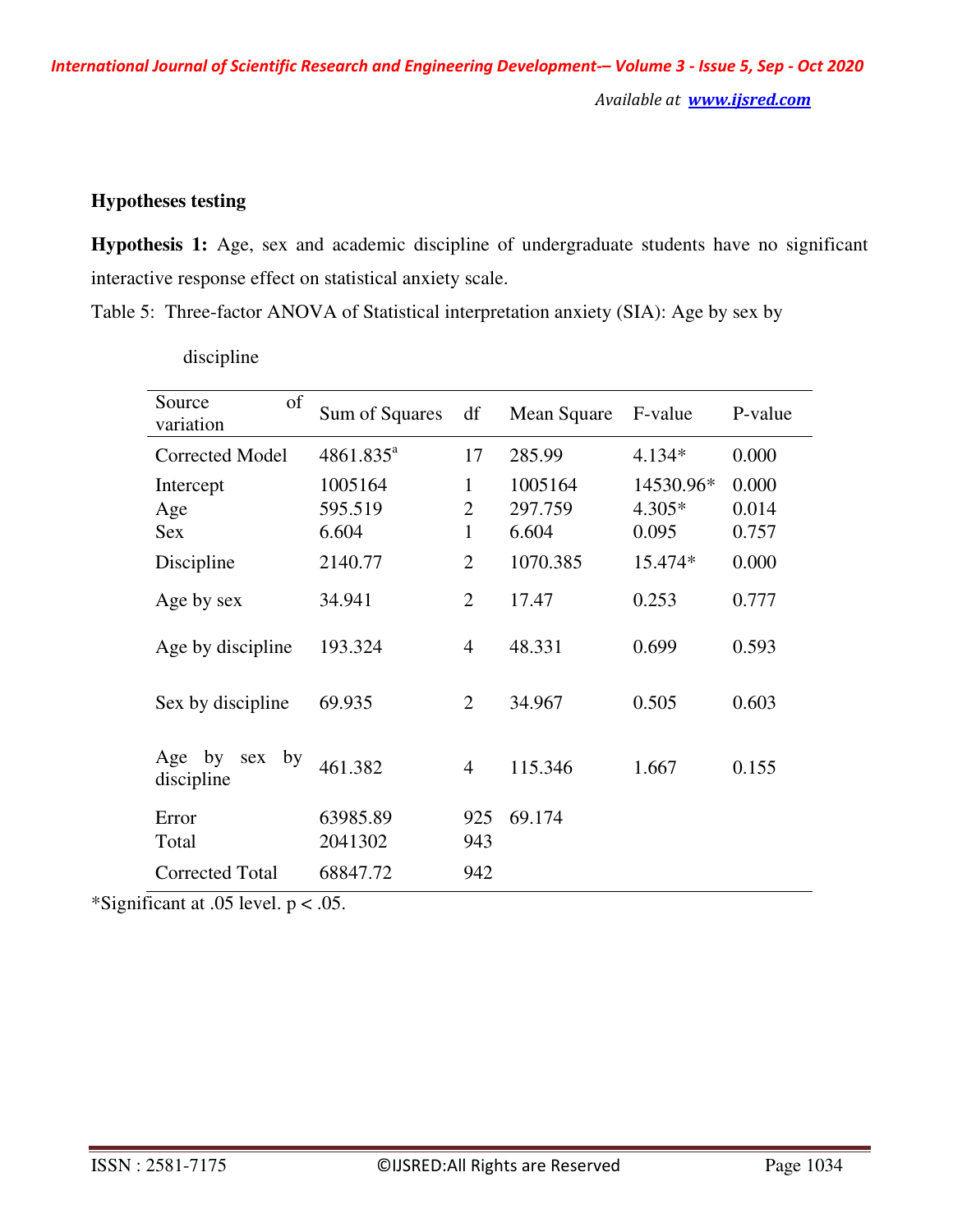**Hypotheses testing**

**Hypothesis 1:** Age, sex and academic discipline of undergraduate students have no significant interactive response effect on statistical anxiety scale.

Table 5: Three-factor ANOVA of Statistical interpretation anxiety (SIA): Age by sex by discipline

| Source of variation | Sum of Squares | df | Mean Square | F-value | P-value |
|---|---|---|---|---|---|
| Corrected Model | 4861.835[a] | 17 | 285.99 | 4.134* | 0.000 |
| Intercept | 1005164 | 1 | 1005164 | 14530.96* | 0.000 |
| Age | 595.519 | 2 | 297.759 | 4.305* | 0.014 |
| Sex | 6.604 | 1 | 6.604 | 0.095 | 0.757 |
| Discipline | 2140.77 | 2 | 1070.385 | 15.474* | 0.000 |
| Age by sex | 34.941 | 2 | 17.47 | 0.253 | 0.777 |
| Age by discipline | 193.324 | 4 | 48.331 | 0.699 | 0.593 |
| Sex by discipline | 69.935 | 2 | 34.967 | 0.505 | 0.603 |
| Age by sex by discipline | 461.382 | 4 | 115.346 | 1.667 | 0.155 |
| Error | 63985.89 | 925 | 69.174 | | |
| Total | 2041302 | 943 | | | |
| Corrected Total | 68847.72 | 942 | | | |

*Significant at .05 level. $p < .05$.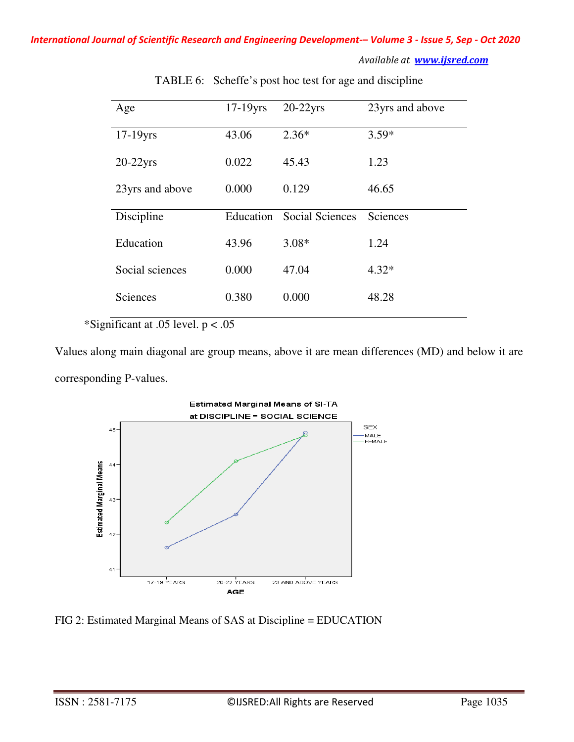TABLE 6: Scheffe's post hoc test for age and discipline

| Age | 17-19yrs | 20-22yrs | 23yrs and above |
|---|---|---|---|
| 17-19yrs | 43.06 | 2.36* | 3.59* |
| 20-22yrs | 0.022 | 45.43 | 1.23 |
| 23yrs and above | 0.000 | 0.129 | 46.65 |
| Discipline | Education | Social Sciences | Sciences |
| Education | 43.96 | 3.08* | 1.24 |
| Social sciences | 0.000 | 47.04 | 4.32* |
| Sciences | 0.380 | 0.000 | 48.28 |

*Significant at .05 level. $p < .05$

Values along main diagonal are group means, above it are mean differences (MD) and below it are corresponding P-values.

FIG 2: Estimated Marginal Means of SAS at Discipline = EDUCATION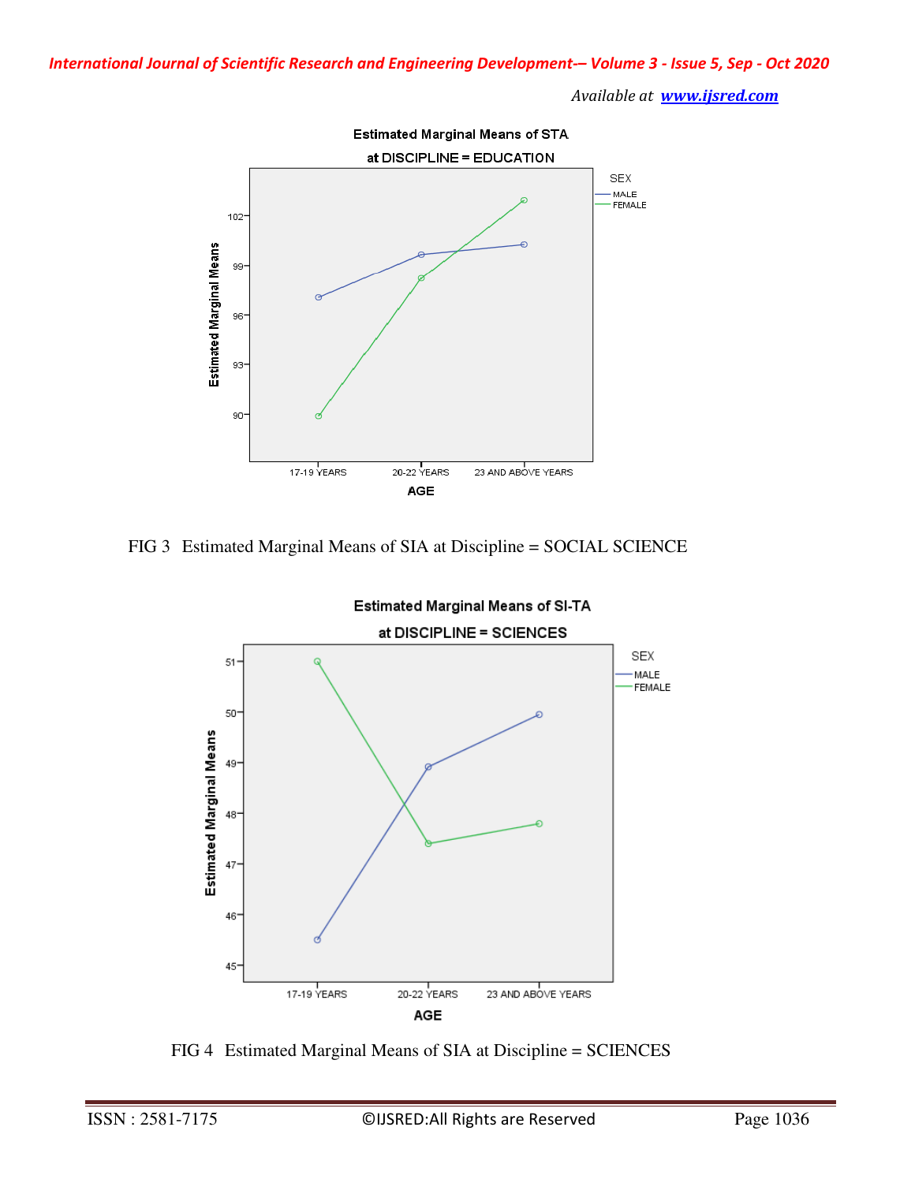Estimated Marginal Means of STA

at DISCIPLINE = EDUCATION

FIG 3 Estimated Marginal Means of SIA at Discipline = SOCIAL SCIENCE

Estimated Marginal Means of SI-TA

at DISCIPLINE = SCIENCES

FIG 4 Estimated Marginal Means of SIA at Discipline = SCIENCES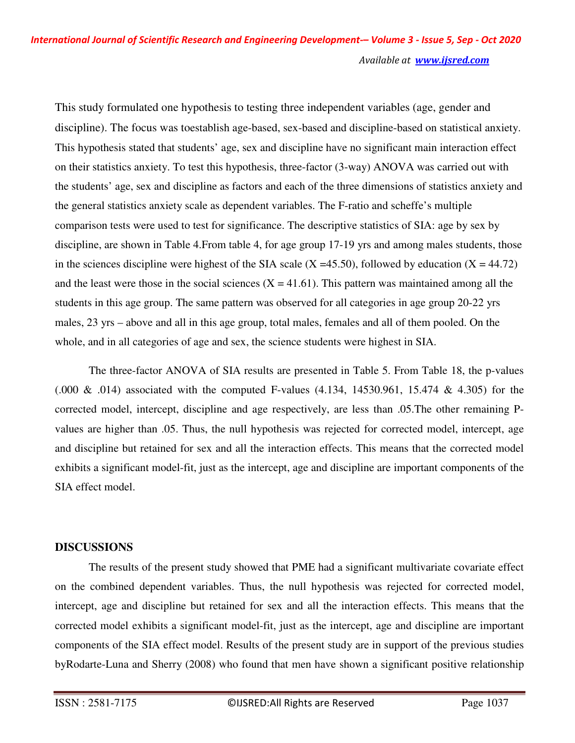This study formulated one hypothesis to testing three independent variables (age, gender and discipline). The focus was toestablish age-based, sex-based and discipline-based on statistical anxiety. This hypothesis stated that students' age, sex and discipline have no significant main interaction effect on their statistics anxiety. To test this hypothesis, three-factor (3-way) ANOVA was carried out with the students' age, sex and discipline as factors and each of the three dimensions of statistics anxiety and the general statistics anxiety scale as dependent variables. The F-ratio and scheffe's multiple comparison tests were used to test for significance. The descriptive statistics of SIA: age by sex by discipline, are shown in Table 4.From table 4, for age group 17-19 yrs and among males students, those in the sciences discipline were highest of the SIA scale (X =45.50), followed by education (X = 44.72) and the least were those in the social sciences (X = 41.61). This pattern was maintained among all the students in this age group. The same pattern was observed for all categories in age group 20-22 yrs males, 23 yrs – above and all in this age group, total males, females and all of them pooled. On the whole, and in all categories of age and sex, the science students were highest in SIA.

The three-factor ANOVA of SIA results are presented in Table 5. From Table 18, the p-values (.000 & .014) associated with the computed F-values (4.134, 14530.961, 15.474 & 4.305) for the corrected model, intercept, discipline and age respectively, are less than .05.The other remaining P-values are higher than .05. Thus, the null hypothesis was rejected for corrected model, intercept, age and discipline but retained for sex and all the interaction effects. This means that the corrected model exhibits a significant model-fit, just as the intercept, age and discipline are important components of the SIA effect model.

## DISCUSSIONS

The results of the present study showed that PME had a significant multivariate covariate effect on the combined dependent variables. Thus, the null hypothesis was rejected for corrected model, intercept, age and discipline but retained for sex and all the interaction effects. This means that the corrected model exhibits a significant model-fit, just as the intercept, age and discipline are important components of the SIA effect model. Results of the present study are in support of the previous studies byRodarte-Luna and Sherry (2008) who found that men have shown a significant positive relationship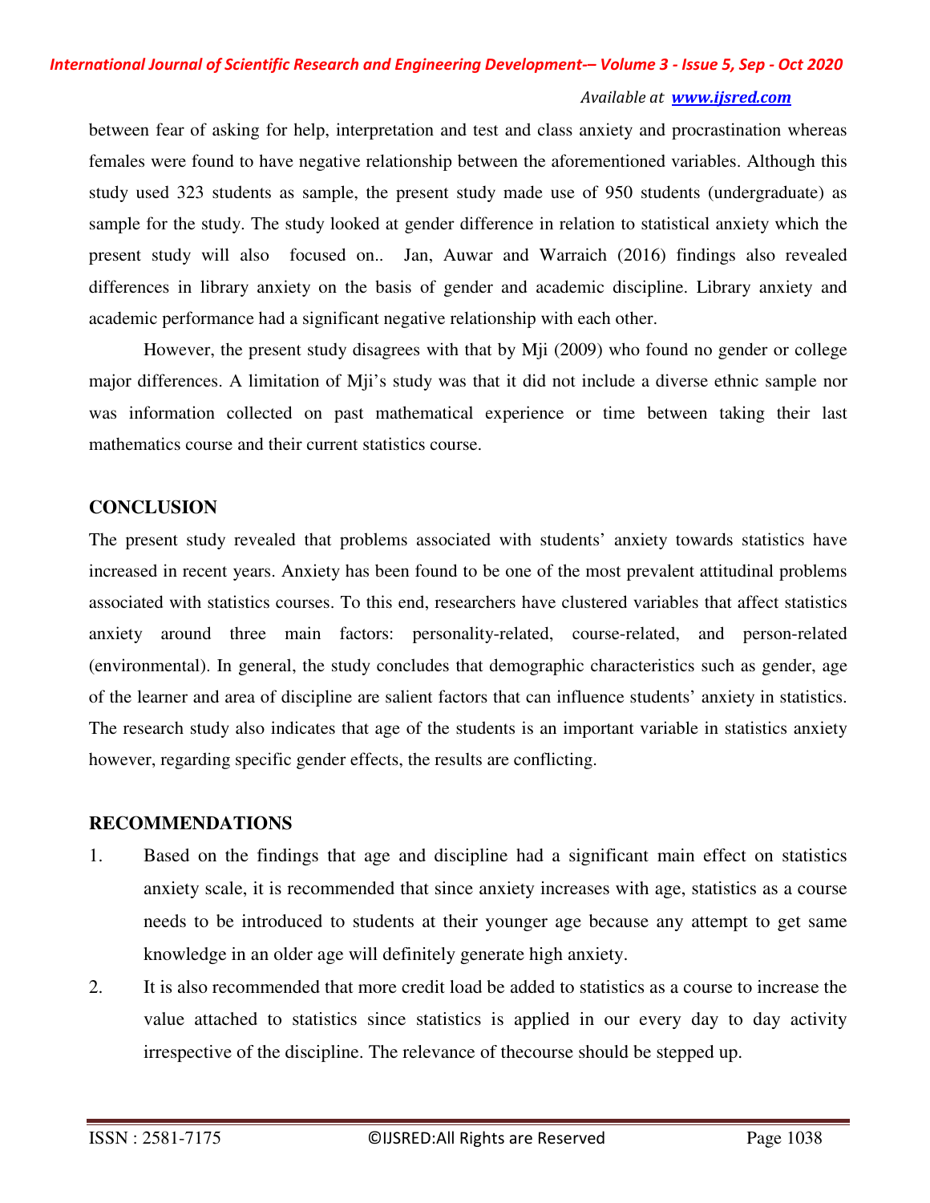between fear of asking for help, interpretation and test and class anxiety and procrastination whereas females were found to have negative relationship between the aforementioned variables. Although this study used 323 students as sample, the present study made use of 950 students (undergraduate) as sample for the study. The study looked at gender difference in relation to statistical anxiety which the present study will also focused on.. Jan, Auwar and Warraich (2016) findings also revealed differences in library anxiety on the basis of gender and academic discipline. Library anxiety and academic performance had a significant negative relationship with each other.

However, the present study disagrees with that by Mji (2009) who found no gender or college major differences. A limitation of Mji's study was that it did not include a diverse ethnic sample nor was information collected on past mathematical experience or time between taking their last mathematics course and their current statistics course.

## CONCLUSION

The present study revealed that problems associated with students' anxiety towards statistics have increased in recent years. Anxiety has been found to be one of the most prevalent attitudinal problems associated with statistics courses. To this end, researchers have clustered variables that affect statistics anxiety around three main factors: personality-related, course-related, and person-related (environmental). In general, the study concludes that demographic characteristics such as gender, age of the learner and area of discipline are salient factors that can influence students' anxiety in statistics. The research study also indicates that age of the students is an important variable in statistics anxiety however, regarding specific gender effects, the results are conflicting.

## RECOMMENDATIONS

1. Based on the findings that age and discipline had a significant main effect on statistics anxiety scale, it is recommended that since anxiety increases with age, statistics as a course needs to be introduced to students at their younger age because any attempt to get same knowledge in an older age will definitely generate high anxiety.
2. It is also recommended that more credit load be added to statistics as a course to increase the value attached to statistics since statistics is applied in our every day to day activity irrespective of the discipline. The relevance of thecourse should be stepped up.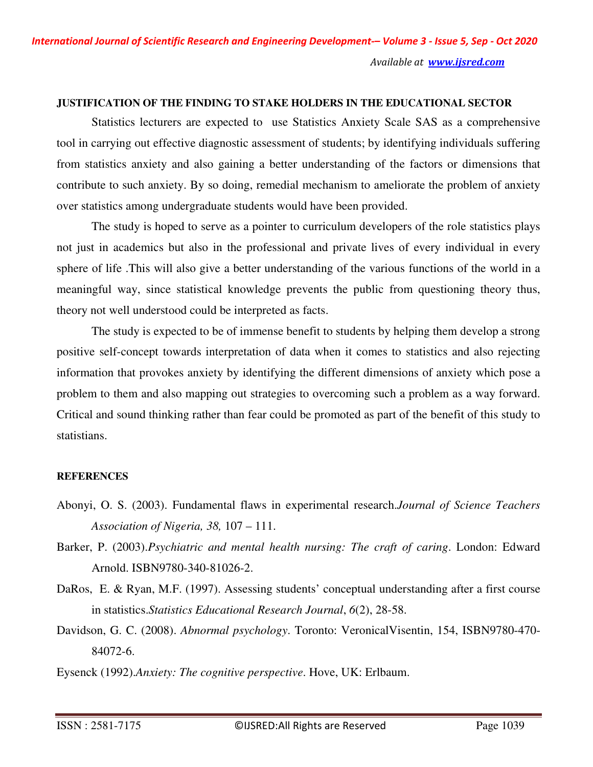**JUSTIFICATION OF THE FINDING TO STAKE HOLDERS IN THE EDUCATIONAL SECTOR**

Statistics lecturers are expected to use Statistics Anxiety Scale SAS as a comprehensive tool in carrying out effective diagnostic assessment of students; by identifying individuals suffering from statistics anxiety and also gaining a better understanding of the factors or dimensions that contribute to such anxiety. By so doing, remedial mechanism to ameliorate the problem of anxiety over statistics among undergraduate students would have been provided.

The study is hoped to serve as a pointer to curriculum developers of the role statistics plays not just in academics but also in the professional and private lives of every individual in every sphere of life .This will also give a better understanding of the various functions of the world in a meaningful way, since statistical knowledge prevents the public from questioning theory thus, theory not well understood could be interpreted as facts.

The study is expected to be of immense benefit to students by helping them develop a strong positive self-concept towards interpretation of data when it comes to statistics and also rejecting information that provokes anxiety by identifying the different dimensions of anxiety which pose a problem to them and also mapping out strategies to overcoming such a problem as a way forward. Critical and sound thinking rather than fear could be promoted as part of the benefit of this study to statistians.

**REFERENCES**

Abonyi, O. S. (2003). Fundamental flaws in experimental research.*Journal of Science Teachers Association of Nigeria, 38,* 107 – 111.

Barker, P. (2003).*Psychiatric and mental health nursing: The craft of caring*. London: Edward Arnold. ISBN9780-340-81026-2.

DaRos, E. & Ryan, M.F. (1997). Assessing students' conceptual understanding after a first course in statistics.*Statistics Educational Research Journal*, *6*(2), 28-58.

Davidson, G. C. (2008). *Abnormal psychology*. Toronto: VeronicalVisentin, 154, ISBN9780-470-84072-6.

Eysenck (1992).*Anxiety: The cognitive perspective*. Hove, UK: Erlbaum.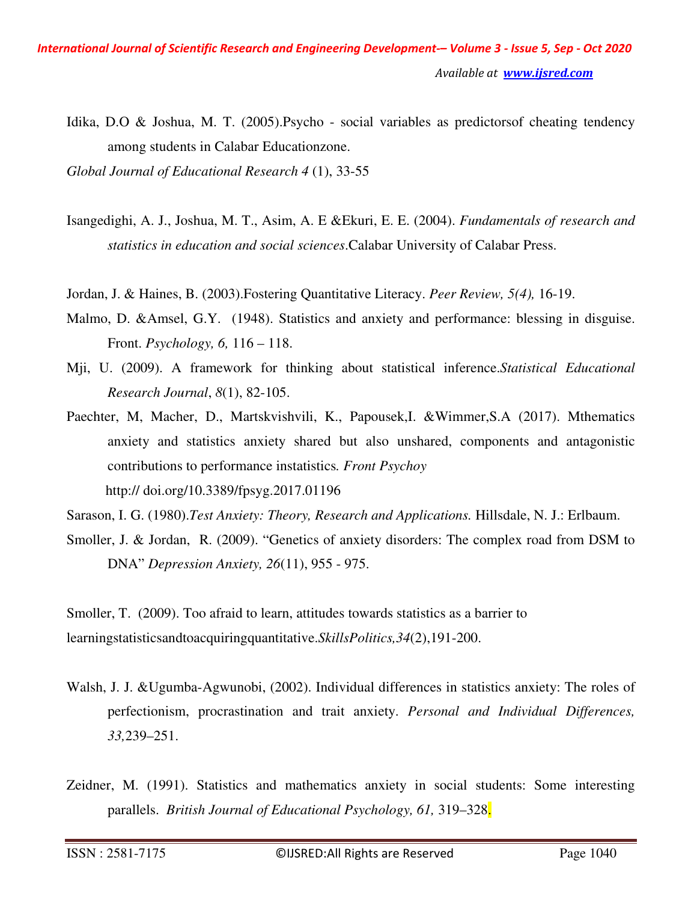Idika, D.O & Joshua, M. T. (2005).Psycho - social variables as predictorsof cheating tendency among students in Calabar Educationzone.

*Global Journal of Educational Research 4* (1), 33-55

Isangedighi, A. J., Joshua, M. T., Asim, A. E &Ekuri, E. E. (2004). *Fundamentals of research and statistics in education and social sciences*.Calabar University of Calabar Press.

Jordan, J. & Haines, B. (2003).Fostering Quantitative Literacy. *Peer Review, 5(4),* 16-19.

Malmo, D. &Amsel, G.Y. (1948). Statistics and anxiety and performance: blessing in disguise. Front. *Psychology, 6,* 116 – 118.

Mji, U. (2009). A framework for thinking about statistical inference.*Statistical Educational Research Journal*, *8*(1), 82-105.

Paechter, M, Macher, D., Martskvishvili, K., Papousek,I. &Wimmer,S.A (2017). Mthematics anxiety and statistics anxiety shared but also unshared, components and antagonistic contributions to performance instatistics*. Front Psychoy*
http:// doi.org/10.3389/fpsyg.2017.01196

Sarason, I. G. (1980).*Test Anxiety: Theory, Research and Applications.* Hillsdale, N. J.: Erlbaum.

Smoller, J. & Jordan, R. (2009). "Genetics of anxiety disorders: The complex road from DSM to DNA" *Depression Anxiety, 26*(11), 955 - 975.

Smoller, T. (2009). Too afraid to learn, attitudes towards statistics as a barrier to learningstatisticsandtoacquiringquantitative.*SkillsPolitics,34*(2),191-200.

Walsh, J. J. &Ugumba-Agwunobi, (2002). Individual differences in statistics anxiety: The roles of perfectionism, procrastination and trait anxiety. *Personal and Individual Differences, 33,*239–251.

Zeidner, M. (1991). Statistics and mathematics anxiety in social students: Some interesting parallels. *British Journal of Educational Psychology, 61,* 319–328.